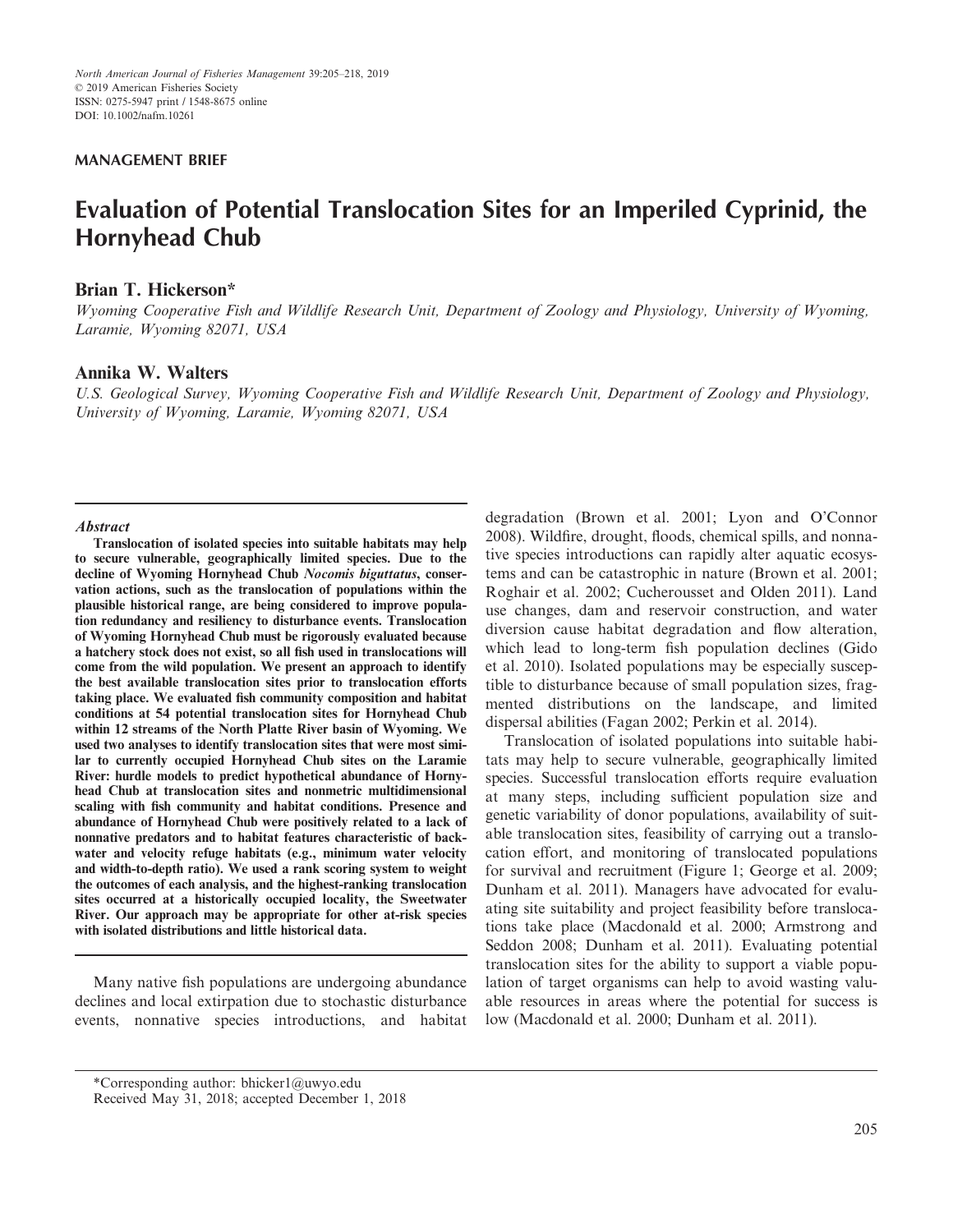MANAGEMENT BRIEF

# Evaluation of Potential Translocation Sites for an Imperiled Cyprinid, the Hornyhead Chub

**Brian T. Hickerson***

*Wyoming Cooperative Fish and Wildlife Research Unit, Department of Zoology and Physiology, University of Wyoming, Laramie, Wyoming 82071, USA*

**Annika W. Walters**

*U.S. Geological Survey, Wyoming Cooperative Fish and Wildlife Research Unit, Department of Zoology and Physiology, University of Wyoming, Laramie, Wyoming 82071, USA*

### Abstract

**Translocation of isolated species into suitable habitats may help to secure vulnerable, geographically limited species. Due to the decline of Wyoming Hornyhead Chub *Nocomis biguttatus*, conservation actions, such as the translocation of populations within the plausible historical range, are being considered to improve population redundancy and resiliency to disturbance events. Translocation of Wyoming Hornyhead Chub must be rigorously evaluated because a hatchery stock does not exist, so all fish used in translocations will come from the wild population. We present an approach to identify the best available translocation sites prior to translocation efforts taking place. We evaluated fish community composition and habitat conditions at 54 potential translocation sites for Hornyhead Chub within 12 streams of the North Platte River basin of Wyoming. We used two analyses to identify translocation sites that were most similar to currently occupied Hornyhead Chub sites on the Laramie River: hurdle models to predict hypothetical abundance of Hornyhead Chub at translocation sites and nonmetric multidimensional scaling with fish community and habitat conditions. Presence and abundance of Hornyhead Chub were positively related to a lack of nonnative predators and to habitat features characteristic of backwater and velocity refuge habitats (e.g., minimum water velocity and width-to-depth ratio). We used a rank scoring system to weight the outcomes of each analysis, and the highest-ranking translocation sites occurred at a historically occupied locality, the Sweetwater River. Our approach may be appropriate for other at-risk species with isolated distributions and little historical data.**

Many native fish populations are undergoing abundance declines and local extirpation due to stochastic disturbance events, nonnative species introductions, and habitat degradation (Brown et al. 2001; Lyon and O'Connor 2008). Wildfire, drought, floods, chemical spills, and nonnative species introductions can rapidly alter aquatic ecosystems and can be catastrophic in nature (Brown et al. 2001; Roghair et al. 2002; Cucherousset and Olden 2011). Land use changes, dam and reservoir construction, and water diversion cause habitat degradation and flow alteration, which lead to long-term fish population declines (Gido et al. 2010). Isolated populations may be especially susceptible to disturbance because of small population sizes, fragmented distributions on the landscape, and limited dispersal abilities (Fagan 2002; Perkin et al. 2014).

Translocation of isolated populations into suitable habitats may help to secure vulnerable, geographically limited species. Successful translocation efforts require evaluation at many steps, including sufficient population size and genetic variability of donor populations, availability of suitable translocation sites, feasibility of carrying out a translocation effort, and monitoring of translocated populations for survival and recruitment (Figure 1; George et al. 2009; Dunham et al. 2011). Managers have advocated for evaluating site suitability and project feasibility before translocations take place (Macdonald et al. 2000; Armstrong and Seddon 2008; Dunham et al. 2011). Evaluating potential translocation sites for the ability to support a viable population of target organisms can help to avoid wasting valuable resources in areas where the potential for success is low (Macdonald et al. 2000; Dunham et al. 2011).

*Corresponding author: bhicker1@uwyo.edu
Received May 31, 2018; accepted December 1, 2018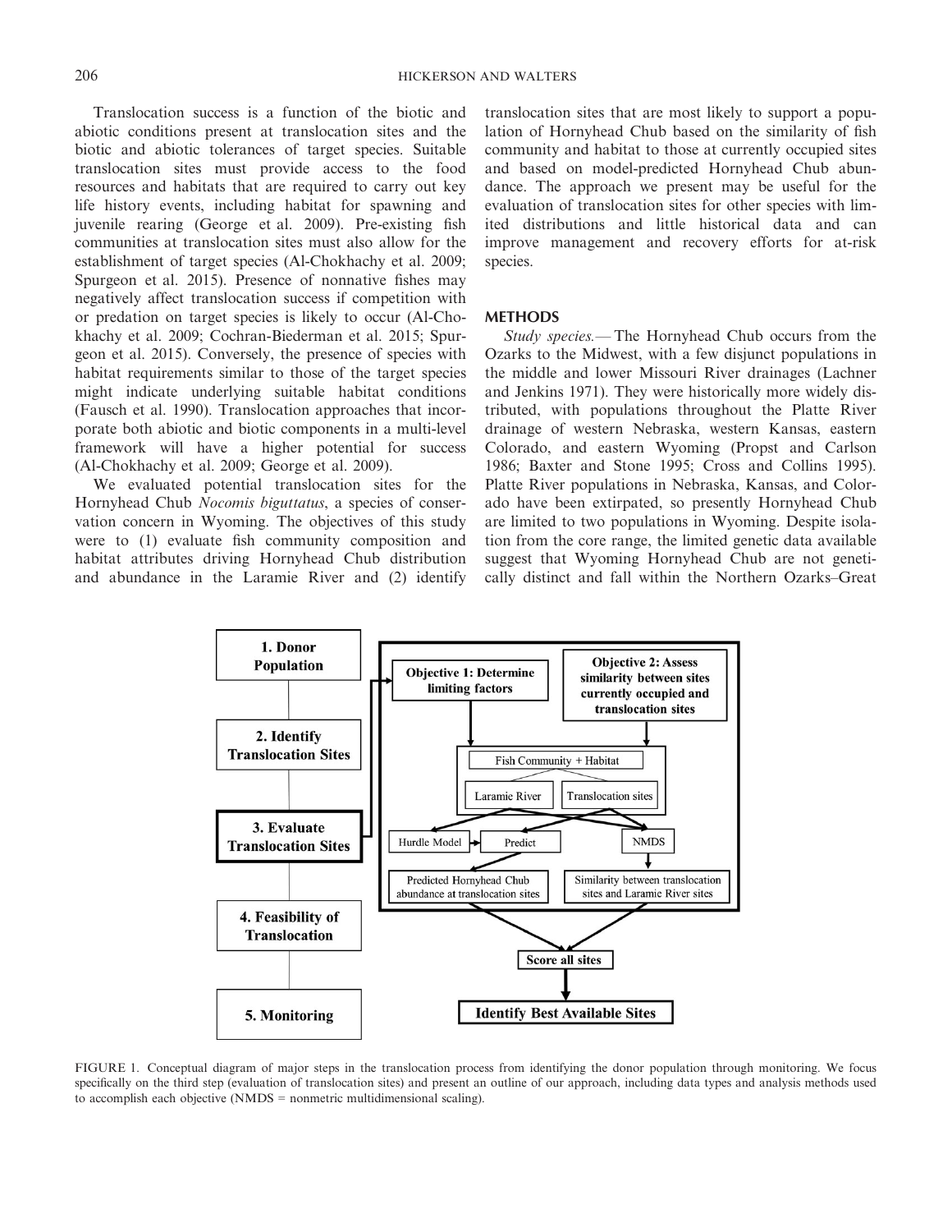Translocation success is a function of the biotic and abiotic conditions present at translocation sites and the biotic and abiotic tolerances of target species. Suitable translocation sites must provide access to the food resources and habitats that are required to carry out key life history events, including habitat for spawning and juvenile rearing (George et al. 2009). Pre-existing fish communities at translocation sites must also allow for the establishment of target species (Al-Chokhachy et al. 2009; Spurgeon et al. 2015). Presence of nonnative fishes may negatively affect translocation success if competition with or predation on target species is likely to occur (Al-Chokhachy et al. 2009; Cochran-Biederman et al. 2015; Spurgeon et al. 2015). Conversely, the presence of species with habitat requirements similar to those of the target species might indicate underlying suitable habitat conditions (Fausch et al. 1990). Translocation approaches that incorporate both abiotic and biotic components in a multi-level framework will have a higher potential for success (Al-Chokhachy et al. 2009; George et al. 2009).

We evaluated potential translocation sites for the Hornyhead Chub *Nocomis biguttatus*, a species of conservation concern in Wyoming. The objectives of this study were to (1) evaluate fish community composition and habitat attributes driving Hornyhead Chub distribution and abundance in the Laramie River and (2) identify translocation sites that are most likely to support a population of Hornyhead Chub based on the similarity of fish community and habitat to those at currently occupied sites and based on model-predicted Hornyhead Chub abundance. The approach we present may be useful for the evaluation of translocation sites for other species with limited distributions and little historical data and can improve management and recovery efforts for at-risk species.

## METHODS

*Study species.*— The Hornyhead Chub occurs from the Ozarks to the Midwest, with a few disjunct populations in the middle and lower Missouri River drainages (Lachner and Jenkins 1971). They were historically more widely distributed, with populations throughout the Platte River drainage of western Nebraska, western Kansas, eastern Colorado, and eastern Wyoming (Propst and Carlson 1986; Baxter and Stone 1995; Cross and Collins 1995). Platte River populations in Nebraska, Kansas, and Colorado have been extirpated, so presently Hornyhead Chub are limited to two populations in Wyoming. Despite isolation from the core range, the limited genetic data available suggest that Wyoming Hornyhead Chub are not genetically distinct and fall within the Northern Ozarks–Great

FIGURE 1. Conceptual diagram of major steps in the translocation process from identifying the donor population through monitoring. We focus specifically on the third step (evaluation of translocation sites) and present an outline of our approach, including data types and analysis methods used to accomplish each objective (NMDS = nonmetric multidimensional scaling).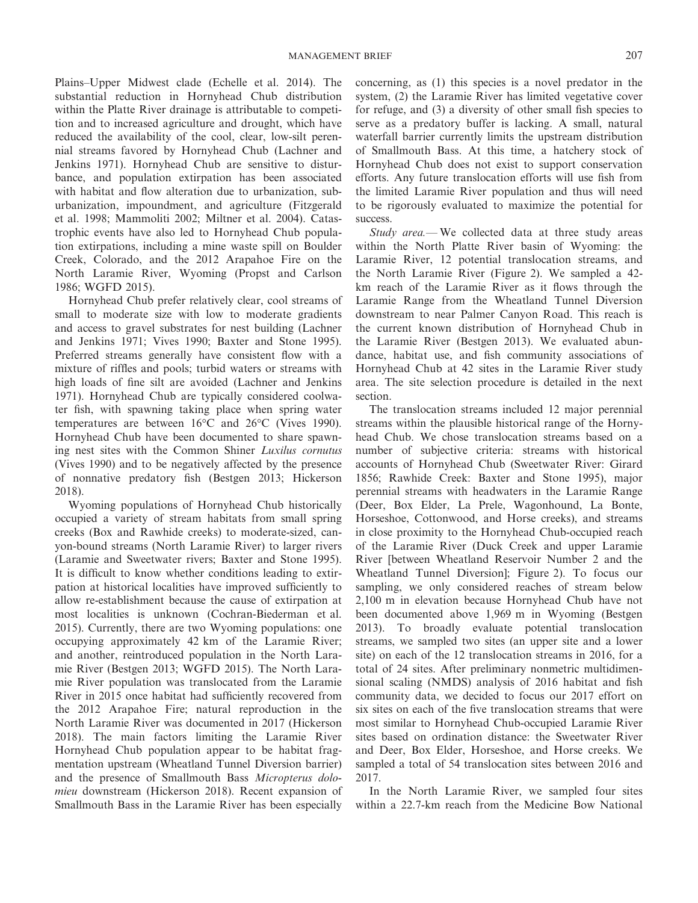Plains–Upper Midwest clade (Echelle et al. 2014). The substantial reduction in Hornyhead Chub distribution within the Platte River drainage is attributable to competition and to increased agriculture and drought, which have reduced the availability of the cool, clear, low-silt perennial streams favored by Hornyhead Chub (Lachner and Jenkins 1971). Hornyhead Chub are sensitive to disturbance, and population extirpation has been associated with habitat and flow alteration due to urbanization, suburbanization, impoundment, and agriculture (Fitzgerald et al. 1998; Mammoliti 2002; Miltner et al. 2004). Catastrophic events have also led to Hornyhead Chub population extirpations, including a mine waste spill on Boulder Creek, Colorado, and the 2012 Arapahoe Fire on the North Laramie River, Wyoming (Propst and Carlson 1986; WGFD 2015).

Hornyhead Chub prefer relatively clear, cool streams of small to moderate size with low to moderate gradients and access to gravel substrates for nest building (Lachner and Jenkins 1971; Vives 1990; Baxter and Stone 1995). Preferred streams generally have consistent flow with a mixture of riffles and pools; turbid waters or streams with high loads of fine silt are avoided (Lachner and Jenkins 1971). Hornyhead Chub are typically considered coolwater fish, with spawning taking place when spring water temperatures are between 16°C and 26°C (Vives 1990). Hornyhead Chub have been documented to share spawning nest sites with the Common Shiner *Luxilus cornutus* (Vives 1990) and to be negatively affected by the presence of nonnative predatory fish (Bestgen 2013; Hickerson 2018).

Wyoming populations of Hornyhead Chub historically occupied a variety of stream habitats from small spring creeks (Box and Rawhide creeks) to moderate-sized, canyon-bound streams (North Laramie River) to larger rivers (Laramie and Sweetwater rivers; Baxter and Stone 1995). It is difficult to know whether conditions leading to extirpation at historical localities have improved sufficiently to allow re-establishment because the cause of extirpation at most localities is unknown (Cochran-Biederman et al. 2015). Currently, there are two Wyoming populations: one occupying approximately 42 km of the Laramie River; and another, reintroduced population in the North Laramie River (Bestgen 2013; WGFD 2015). The North Laramie River population was translocated from the Laramie River in 2015 once habitat had sufficiently recovered from the 2012 Arapahoe Fire; natural reproduction in the North Laramie River was documented in 2017 (Hickerson 2018). The main factors limiting the Laramie River Hornyhead Chub population appear to be habitat fragmentation upstream (Wheatland Tunnel Diversion barrier) and the presence of Smallmouth Bass *Micropterus dolomieu* downstream (Hickerson 2018). Recent expansion of Smallmouth Bass in the Laramie River has been especially concerning, as (1) this species is a novel predator in the system, (2) the Laramie River has limited vegetative cover for refuge, and (3) a diversity of other small fish species to serve as a predatory buffer is lacking. A small, natural waterfall barrier currently limits the upstream distribution of Smallmouth Bass. At this time, a hatchery stock of Hornyhead Chub does not exist to support conservation efforts. Any future translocation efforts will use fish from the limited Laramie River population and thus will need to be rigorously evaluated to maximize the potential for success.

*Study area.*— We collected data at three study areas within the North Platte River basin of Wyoming: the Laramie River, 12 potential translocation streams, and the North Laramie River (Figure 2). We sampled a 42-km reach of the Laramie River as it flows through the Laramie Range from the Wheatland Tunnel Diversion downstream to near Palmer Canyon Road. This reach is the current known distribution of Hornyhead Chub in the Laramie River (Bestgen 2013). We evaluated abundance, habitat use, and fish community associations of Hornyhead Chub at 42 sites in the Laramie River study area. The site selection procedure is detailed in the next section.

The translocation streams included 12 major perennial streams within the plausible historical range of the Hornyhead Chub. We chose translocation streams based on a number of subjective criteria: streams with historical accounts of Hornyhead Chub (Sweetwater River: Girard 1856; Rawhide Creek: Baxter and Stone 1995), major perennial streams with headwaters in the Laramie Range (Deer, Box Elder, La Prele, Wagonhound, La Bonte, Horseshoe, Cottonwood, and Horse creeks), and streams in close proximity to the Hornyhead Chub-occupied reach of the Laramie River (Duck Creek and upper Laramie River [between Wheatland Reservoir Number 2 and the Wheatland Tunnel Diversion]; Figure 2). To focus our sampling, we only considered reaches of stream below 2,100 m in elevation because Hornyhead Chub have not been documented above 1,969 m in Wyoming (Bestgen 2013). To broadly evaluate potential translocation streams, we sampled two sites (an upper site and a lower site) on each of the 12 translocation streams in 2016, for a total of 24 sites. After preliminary nonmetric multidimensional scaling (NMDS) analysis of 2016 habitat and fish community data, we decided to focus our 2017 effort on six sites on each of the five translocation streams that were most similar to Hornyhead Chub-occupied Laramie River sites based on ordination distance: the Sweetwater River and Deer, Box Elder, Horseshoe, and Horse creeks. We sampled a total of 54 translocation sites between 2016 and 2017.

In the North Laramie River, we sampled four sites within a 22.7-km reach from the Medicine Bow National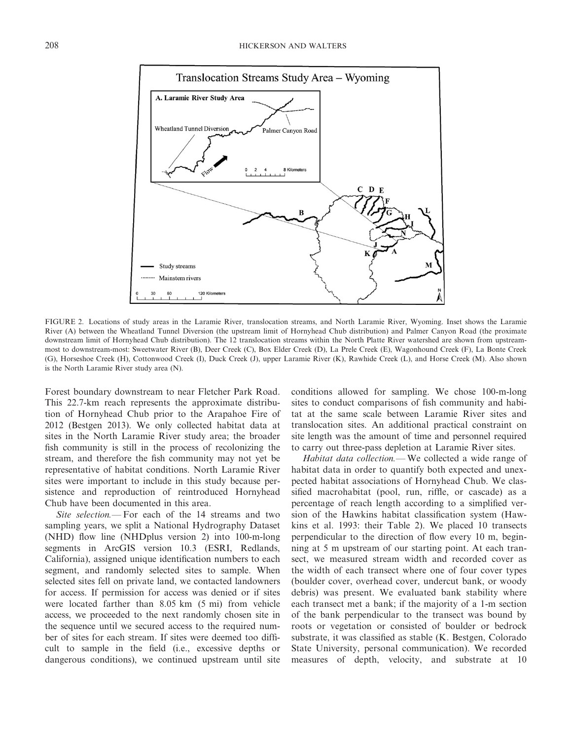FIGURE 2. Locations of study areas in the Laramie River, translocation streams, and North Laramie River, Wyoming. Inset shows the Laramie River (A) between the Wheatland Tunnel Diversion (the upstream limit of Hornyhead Chub distribution) and Palmer Canyon Road (the proximate downstream limit of Hornyhead Chub distribution). The 12 translocation streams within the North Platte River watershed are shown from upstream-most to downstream-most: Sweetwater River (B), Deer Creek (C), Box Elder Creek (D), La Prele Creek (E), Wagonhound Creek (F), La Bonte Creek (G), Horseshoe Creek (H), Cottonwood Creek (I), Duck Creek (J), upper Laramie River (K), Rawhide Creek (L), and Horse Creek (M). Also shown is the North Laramie River study area (N).

Forest boundary downstream to near Fletcher Park Road. This 22.7-km reach represents the approximate distribution of Hornyhead Chub prior to the Arapahoe Fire of 2012 (Bestgen 2013). We only collected habitat data at sites in the North Laramie River study area; the broader fish community is still in the process of recolonizing the stream, and therefore the fish community may not yet be representative of habitat conditions. North Laramie River sites were important to include in this study because persistence and reproduction of reintroduced Hornyhead Chub have been documented in this area.

*Site selection.*— For each of the 14 streams and two sampling years, we split a National Hydrography Dataset (NHD) flow line (NHDplus version 2) into 100-m-long segments in ArcGIS version 10.3 (ESRI, Redlands, California), assigned unique identification numbers to each segment, and randomly selected sites to sample. When selected sites fell on private land, we contacted landowners for access. If permission for access was denied or if sites were located farther than 8.05 km (5 mi) from vehicle access, we proceeded to the next randomly chosen site in the sequence until we secured access to the required number of sites for each stream. If sites were deemed too difficult to sample in the field (i.e., excessive depths or dangerous conditions), we continued upstream until site conditions allowed for sampling. We chose 100-m-long sites to conduct comparisons of fish community and habitat at the same scale between Laramie River sites and translocation sites. An additional practical constraint on site length was the amount of time and personnel required to carry out three-pass depletion at Laramie River sites.

*Habitat data collection.*— We collected a wide range of habitat data in order to quantify both expected and unexpected habitat associations of Hornyhead Chub. We classified macrohabitat (pool, run, riffle, or cascade) as a percentage of reach length according to a simplified version of the Hawkins habitat classification system (Hawkins et al. 1993: their Table 2). We placed 10 transects perpendicular to the direction of flow every 10 m, beginning at 5 m upstream of our starting point. At each transect, we measured stream width and recorded cover as the width of each transect where one of four cover types (boulder cover, overhead cover, undercut bank, or woody debris) was present. We evaluated bank stability where each transect met a bank; if the majority of a 1-m section of the bank perpendicular to the transect was bound by roots or vegetation or consisted of boulder or bedrock substrate, it was classified as stable (K. Bestgen, Colorado State University, personal communication). We recorded measures of depth, velocity, and substrate at 10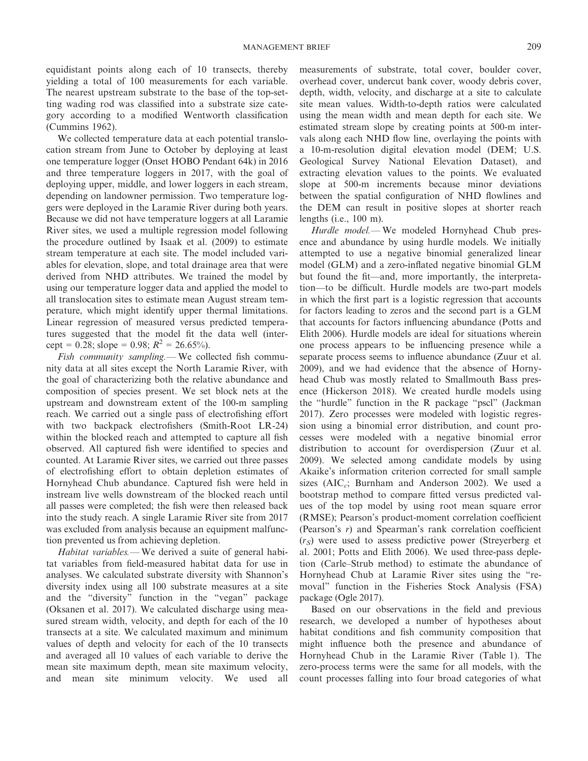equidistant points along each of 10 transects, thereby yielding a total of 100 measurements for each variable. The nearest upstream substrate to the base of the top-setting wading rod was classified into a substrate size category according to a modified Wentworth classification (Cummins 1962).

We collected temperature data at each potential translocation stream from June to October by deploying at least one temperature logger (Onset HOBO Pendant 64k) in 2016 and three temperature loggers in 2017, with the goal of deploying upper, middle, and lower loggers in each stream, depending on landowner permission. Two temperature loggers were deployed in the Laramie River during both years. Because we did not have temperature loggers at all Laramie River sites, we used a multiple regression model following the procedure outlined by Isaak et al. (2009) to estimate stream temperature at each site. The model included variables for elevation, slope, and total drainage area that were derived from NHD attributes. We trained the model by using our temperature logger data and applied the model to all translocation sites to estimate mean August stream temperature, which might identify upper thermal limitations. Linear regression of measured versus predicted temperatures suggested that the model fit the data well (intercept = 0.28; slope = 0.98; $R^2$ = 26.65%).

*Fish community sampling.*— We collected fish community data at all sites except the North Laramie River, with the goal of characterizing both the relative abundance and composition of species present. We set block nets at the upstream and downstream extent of the 100-m sampling reach. We carried out a single pass of electrofishing effort with two backpack electrofishers (Smith-Root LR-24) within the blocked reach and attempted to capture all fish observed. All captured fish were identified to species and counted. At Laramie River sites, we carried out three passes of electrofishing effort to obtain depletion estimates of Hornyhead Chub abundance. Captured fish were held in instream live wells downstream of the blocked reach until all passes were completed; the fish were then released back into the study reach. A single Laramie River site from 2017 was excluded from analysis because an equipment malfunction prevented us from achieving depletion.

*Habitat variables.*— We derived a suite of general habitat variables from field-measured habitat data for use in analyses. We calculated substrate diversity with Shannon's diversity index using all 100 substrate measures at a site and the "diversity" function in the "vegan" package (Oksanen et al. 2017). We calculated discharge using measured stream width, velocity, and depth for each of the 10 transects at a site. We calculated maximum and minimum values of depth and velocity for each of the 10 transects and averaged all 10 values of each variable to derive the mean site maximum depth, mean site maximum velocity, and mean site minimum velocity. We used all measurements of substrate, total cover, boulder cover, overhead cover, undercut bank cover, woody debris cover, depth, width, velocity, and discharge at a site to calculate site mean values. Width-to-depth ratios were calculated using the mean width and mean depth for each site. We estimated stream slope by creating points at 500-m intervals along each NHD flow line, overlaying the points with a 10-m-resolution digital elevation model (DEM; U.S. Geological Survey National Elevation Dataset), and extracting elevation values to the points. We evaluated slope at 500-m increments because minor deviations between the spatial configuration of NHD flowlines and the DEM can result in positive slopes at shorter reach lengths (i.e., 100 m).

*Hurdle model.*— We modeled Hornyhead Chub presence and abundance by using hurdle models. We initially attempted to use a negative binomial generalized linear model (GLM) and a zero-inflated negative binomial GLM but found the fit—and, more importantly, the interpretation—to be difficult. Hurdle models are two-part models in which the first part is a logistic regression that accounts for factors leading to zeros and the second part is a GLM that accounts for factors influencing abundance (Potts and Elith 2006). Hurdle models are ideal for situations wherein one process appears to be influencing presence while a separate process seems to influence abundance (Zuur et al. 2009), and we had evidence that the absence of Hornyhead Chub was mostly related to Smallmouth Bass presence (Hickerson 2018). We created hurdle models using the "hurdle" function in the R package "pscl" (Jackman 2017). Zero processes were modeled with logistic regression using a binomial error distribution, and count processes were modeled with a negative binomial error distribution to account for overdispersion (Zuur et al. 2009). We selected among candidate models by using Akaike's information criterion corrected for small sample sizes ($AIC_c$; Burnham and Anderson 2002). We used a bootstrap method to compare fitted versus predicted values of the top model by using root mean square error (RMSE); Pearson's product-moment correlation coefficient (Pearson's $r$) and Spearman's rank correlation coefficient ($r_S$) were used to assess predictive power (Streyerberg et al. 2001; Potts and Elith 2006). We used three-pass depletion (Carle–Strub method) to estimate the abundance of Hornyhead Chub at Laramie River sites using the "removal" function in the Fisheries Stock Analysis (FSA) package (Ogle 2017).

Based on our observations in the field and previous research, we developed a number of hypotheses about habitat conditions and fish community composition that might influence both the presence and abundance of Hornyhead Chub in the Laramie River (Table 1). The zero-process terms were the same for all models, with the count processes falling into four broad categories of what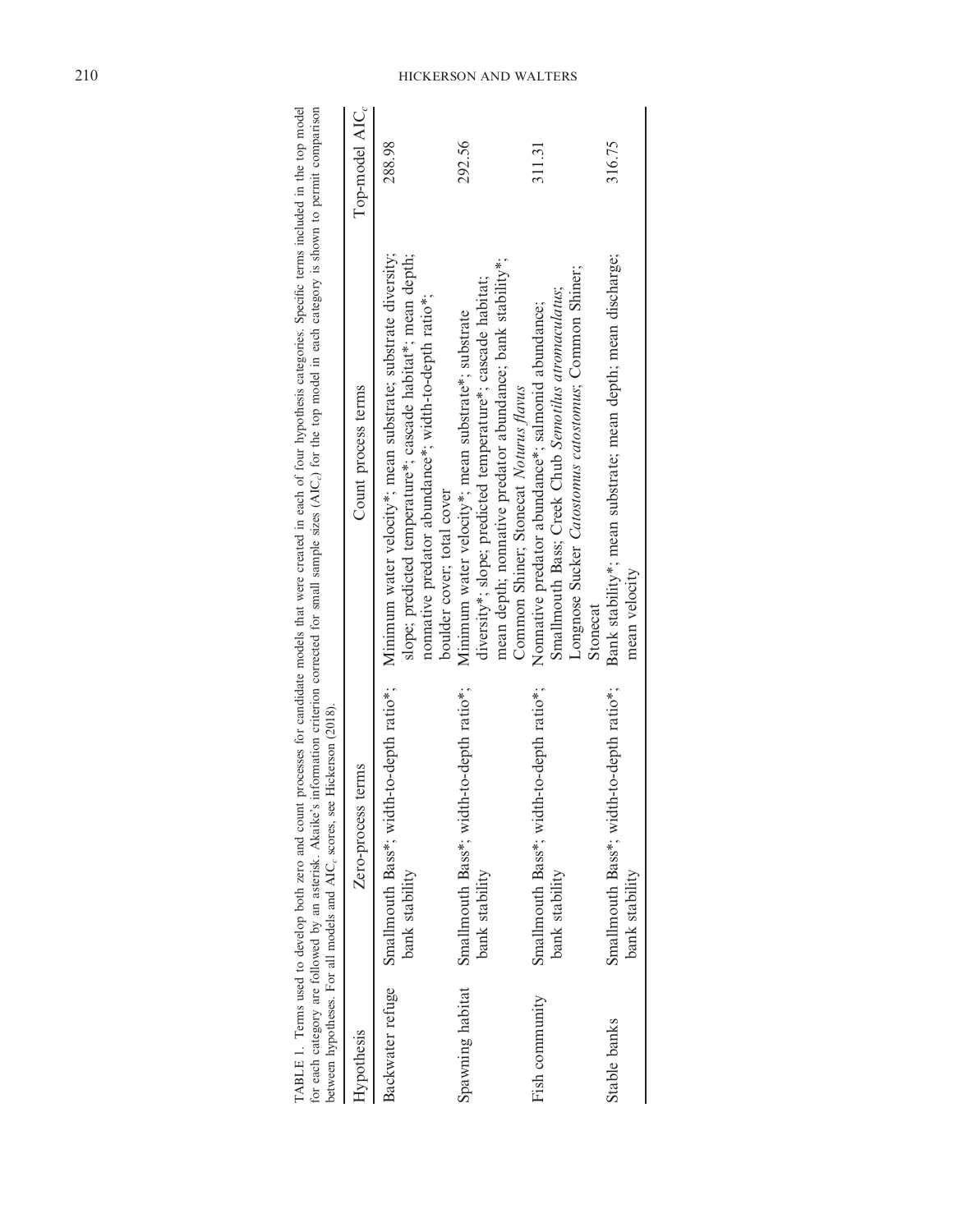TABLE 1. Terms used to develop both zero and count processes for candidate models that were created in each of four hypothesis categories. Specific terms included in the top model for each category are followed by an asterisk. Akaike's information criterion corrected for small sample sizes ($AIC_c$) for the top model in each category is shown to permit comparison between hypotheses. For all models and $AIC_c$ scores, see Hickerson (2018).

| Hypothesis | Zero-process terms | Count process terms | Top-model $AIC_c$ |
|---|---|---|---|
| Backwater refuge | Smallmouth Bass*; width-to-depth ratio*; bank stability | Minimum water velocity*; mean substrate; substrate diversity; slope; predicted temperature*; cascade habitat*; mean depth; nonnative predator abundance*; width-to-depth ratio*; boulder cover; total cover | 288.98 |
| Spawning habitat | Smallmouth Bass*; width-to-depth ratio*; bank stability | Minimum water velocity*; mean substrate*; substrate diversity*; slope; predicted temperature*; cascade habitat; mean depth; nonnative predator abundance; bank stability*; Common Shiner; Stonecat *Noturus flavus* | 292.56 |
| Fish community | Smallmouth Bass*; width-to-depth ratio*; bank stability | Nonnative predator abundance*; salmonid abundance; Smallmouth Bass; Creek Chub *Semotilus atromaculatus*; Longnose Sucker *Catostomus catostomus*; Common Shiner; Stonecat | 311.31 |
| Stable banks | Smallmouth Bass*; width-to-depth ratio*; bank stability | Bank stability*; mean substrate; mean depth; mean discharge; mean velocity | 316.75 |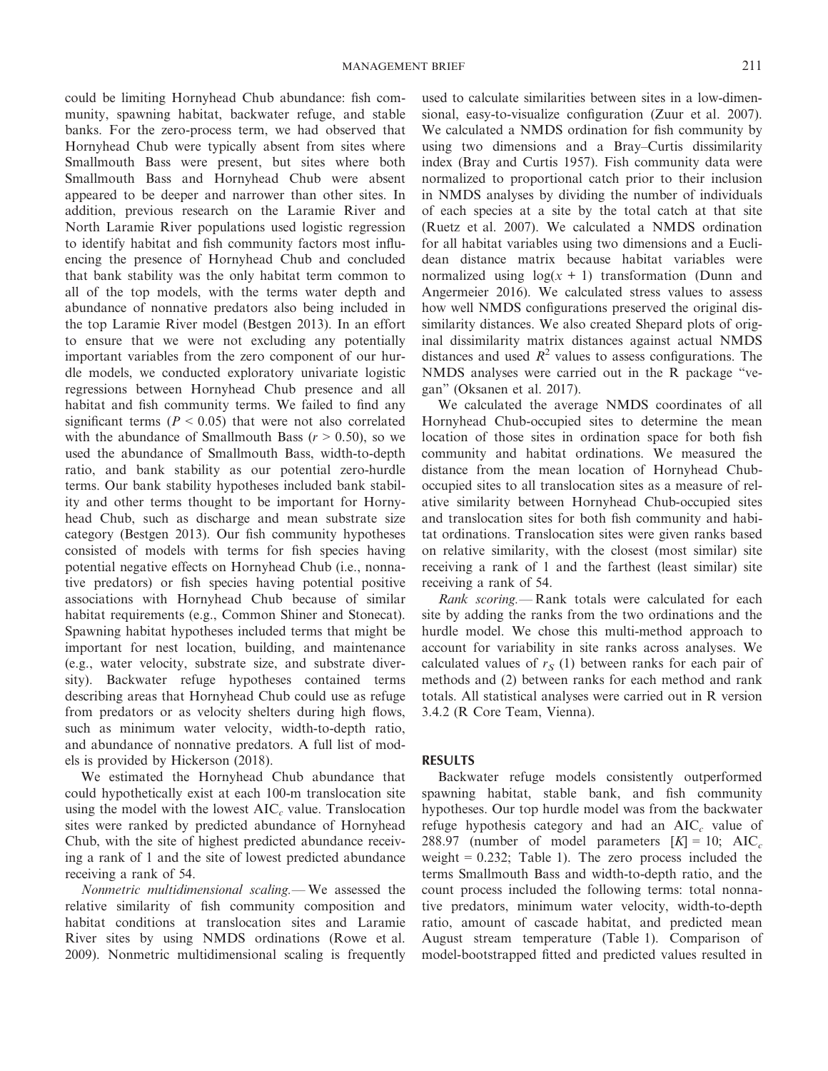could be limiting Hornyhead Chub abundance: fish community, spawning habitat, backwater refuge, and stable banks. For the zero-process term, we had observed that Hornyhead Chub were typically absent from sites where Smallmouth Bass were present, but sites where both Smallmouth Bass and Hornyhead Chub were absent appeared to be deeper and narrower than other sites. In addition, previous research on the Laramie River and North Laramie River populations used logistic regression to identify habitat and fish community factors most influencing the presence of Hornyhead Chub and concluded that bank stability was the only habitat term common to all of the top models, with the terms water depth and abundance of nonnative predators also being included in the top Laramie River model (Bestgen 2013). In an effort to ensure that we were not excluding any potentially important variables from the zero component of our hurdle models, we conducted exploratory univariate logistic regressions between Hornyhead Chub presence and all habitat and fish community terms. We failed to find any significant terms ($P < 0.05$) that were not also correlated with the abundance of Smallmouth Bass ($r > 0.50$), so we used the abundance of Smallmouth Bass, width-to-depth ratio, and bank stability as our potential zero-hurdle terms. Our bank stability hypotheses included bank stability and other terms thought to be important for Hornyhead Chub, such as discharge and mean substrate size category (Bestgen 2013). Our fish community hypotheses consisted of models with terms for fish species having potential negative effects on Hornyhead Chub (i.e., nonnative predators) or fish species having potential positive associations with Hornyhead Chub because of similar habitat requirements (e.g., Common Shiner and Stonecat). Spawning habitat hypotheses included terms that might be important for nest location, building, and maintenance (e.g., water velocity, substrate size, and substrate diversity). Backwater refuge hypotheses contained terms describing areas that Hornyhead Chub could use as refuge from predators or as velocity shelters during high flows, such as minimum water velocity, width-to-depth ratio, and abundance of nonnative predators. A full list of models is provided by Hickerson (2018).

We estimated the Hornyhead Chub abundance that could hypothetically exist at each 100-m translocation site using the model with the lowest $\text{AIC}_c$ value. Translocation sites were ranked by predicted abundance of Hornyhead Chub, with the site of highest predicted abundance receiving a rank of 1 and the site of lowest predicted abundance receiving a rank of 54.

*Nonmetric multidimensional scaling.*— We assessed the relative similarity of fish community composition and habitat conditions at translocation sites and Laramie River sites by using NMDS ordinations (Rowe et al. 2009). Nonmetric multidimensional scaling is frequently used to calculate similarities between sites in a low-dimensional, easy-to-visualize configuration (Zuur et al. 2007). We calculated a NMDS ordination for fish community by using two dimensions and a Bray–Curtis dissimilarity index (Bray and Curtis 1957). Fish community data were normalized to proportional catch prior to their inclusion in NMDS analyses by dividing the number of individuals of each species at a site by the total catch at that site (Ruetz et al. 2007). We calculated a NMDS ordination for all habitat variables using two dimensions and a Euclidean distance matrix because habitat variables were normalized using $\log(x + 1)$ transformation (Dunn and Angermeier 2016). We calculated stress values to assess how well NMDS configurations preserved the original dissimilarity distances. We also created Shepard plots of original dissimilarity matrix distances against actual NMDS distances and used $R^2$ values to assess configurations. The NMDS analyses were carried out in the R package "vegan" (Oksanen et al. 2017).

We calculated the average NMDS coordinates of all Hornyhead Chub-occupied sites to determine the mean location of those sites in ordination space for both fish community and habitat ordinations. We measured the distance from the mean location of Hornyhead Chub-occupied sites to all translocation sites as a measure of relative similarity between Hornyhead Chub-occupied sites and translocation sites for both fish community and habitat ordinations. Translocation sites were given ranks based on relative similarity, with the closest (most similar) site receiving a rank of 1 and the farthest (least similar) site receiving a rank of 54.

*Rank scoring.*— Rank totals were calculated for each site by adding the ranks from the two ordinations and the hurdle model. We chose this multi-method approach to account for variability in site ranks across analyses. We calculated values of $r_S$ (1) between ranks for each pair of methods and (2) between ranks for each method and rank totals. All statistical analyses were carried out in R version 3.4.2 (R Core Team, Vienna).

## RESULTS

Backwater refuge models consistently outperformed spawning habitat, stable bank, and fish community hypotheses. Our top hurdle model was from the backwater refuge hypothesis category and had an $\text{AIC}_c$ value of 288.97 (number of model parameters [$K$] = 10; $\text{AIC}_c$ weight = 0.232; Table 1). The zero process included the terms Smallmouth Bass and width-to-depth ratio, and the count process included the following terms: total nonnative predators, minimum water velocity, width-to-depth ratio, amount of cascade habitat, and predicted mean August stream temperature (Table 1). Comparison of model-bootstrapped fitted and predicted values resulted in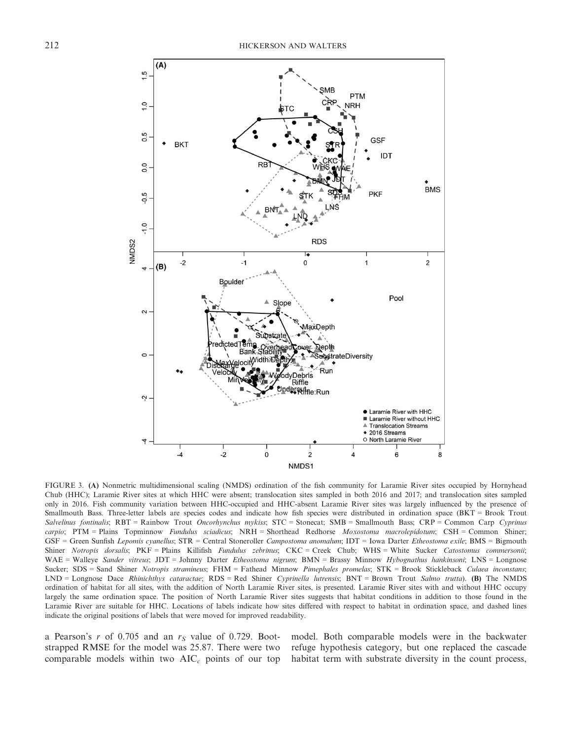FIGURE 3. **(A)** Nonmetric multidimensional scaling (NMDS) ordination of the fish community for Laramie River sites occupied by Hornyhead Chub (HHC); Laramie River sites at which HHC were absent; translocation sites sampled in both 2016 and 2017; and translocation sites sampled only in 2016. Fish community variation between HHC-occupied and HHC-absent Laramie River sites was largely influenced by the presence of Smallmouth Bass. Three-letter labels are species codes and indicate how fish species were distributed in ordination space (BKT = Brook Trout *Salvelinus fontinalis*; RBT = Rainbow Trout *Oncorhynchus mykiss*; STC = Stonecat; SMB = Smallmouth Bass; CRP = Common Carp *Cyprinus carpio*; PTM = Plains Topminnow *Fundulus sciadicus*; NRH = Shorthead Redhorse *Moxostoma macrolepidotum*; CSH = Common Shiner; GSF = Green Sunfish *Lepomis cyanellus*; STR = Central Stoneroller *Campostoma anomalum*; IDT = Iowa Darter *Etheostoma exile*; BMS = Bigmouth Shiner *Notropis dorsalis*; PKF = Plains Killifish *Fundulus zebrinus*; CKC = Creek Chub; WHS = White Sucker *Catostomus commersonii*; WAE = Walleye *Sander vitreus*; JDT = Johnny Darter *Etheostoma nigrum*; BMN = Brassy Minnow *Hybognathus hankinsoni*; LNS = Longnose Sucker; SDS = Sand Shiner *Notropis stramineus*; FHM = Fathead Minnow *Pimephales promelas*; STK = Brook Stickleback *Culaea inconstans*; LND = Longnose Dace *Rhinichthys cataractae*; RDS = Red Shiner *Cyprinella lutrensis*; BNT = Brown Trout *Salmo trutta*). **(B)** The NMDS ordination of habitat for all sites, with the addition of North Laramie River sites, is presented. Laramie River sites with and without HHC occupy largely the same ordination space. The position of North Laramie River sites suggests that habitat conditions in addition to those found in the Laramie River are suitable for HHC. Locations of labels indicate how sites differed with respect to habitat in ordination space, and dashed lines indicate the original positions of labels that were moved for improved readability.

a Pearson's $r$ of 0.705 and an $r_S$ value of 0.729. Bootstrapped RMSE for the model was 25.87. There were two comparable models within two $AIC_c$ points of our top model. Both comparable models were in the backwater refuge hypothesis category, but one replaced the cascade habitat term with substrate diversity in the count process,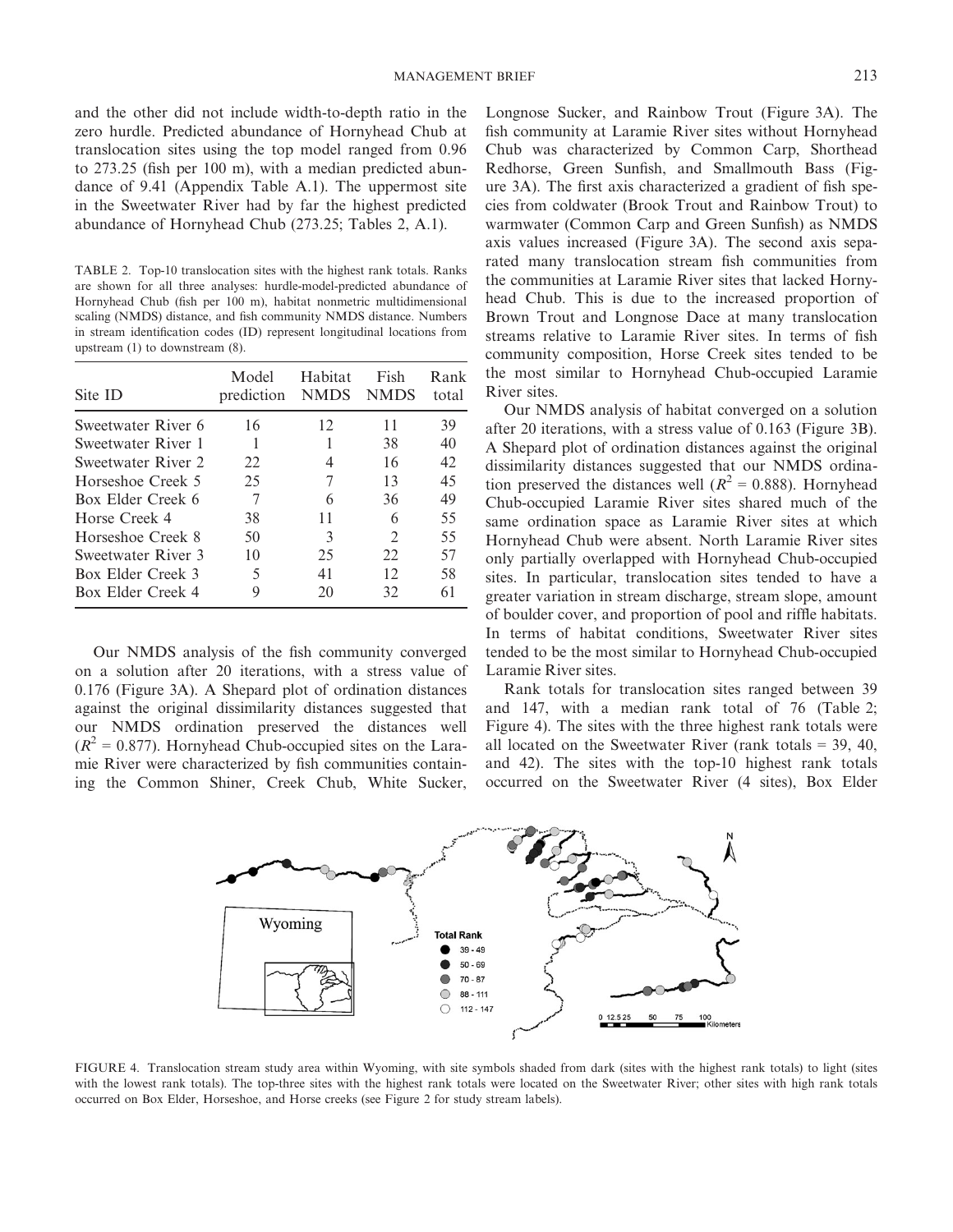and the other did not include width-to-depth ratio in the zero hurdle. Predicted abundance of Hornyhead Chub at translocation sites using the top model ranged from 0.96 to 273.25 (fish per 100 m), with a median predicted abundance of 9.41 (Appendix Table A.1). The uppermost site in the Sweetwater River had by far the highest predicted abundance of Hornyhead Chub (273.25; Tables 2, A.1).

TABLE 2. Top-10 translocation sites with the highest rank totals. Ranks are shown for all three analyses: hurdle-model-predicted abundance of Hornyhead Chub (fish per 100 m), habitat nonmetric multidimensional scaling (NMDS) distance, and fish community NMDS distance. Numbers in stream identification codes (ID) represent longitudinal locations from upstream (1) to downstream (8).

| Site ID | Model prediction | Habitat NMDS | Fish NMDS | Rank total |
|---|---|---|---|---|
| Sweetwater River 6 | 16 | 12 | 11 | 39 |
| Sweetwater River 1 | 1 | 1 | 38 | 40 |
| Sweetwater River 2 | 22 | 4 | 16 | 42 |
| Horseshoe Creek 5 | 25 | 7 | 13 | 45 |
| Box Elder Creek 6 | 7 | 6 | 36 | 49 |
| Horse Creek 4 | 38 | 11 | 6 | 55 |
| Horseshoe Creek 8 | 50 | 3 | 2 | 55 |
| Sweetwater River 3 | 10 | 25 | 22 | 57 |
| Box Elder Creek 3 | 5 | 41 | 12 | 58 |
| Box Elder Creek 4 | 9 | 20 | 32 | 61 |

Our NMDS analysis of the fish community converged on a solution after 20 iterations, with a stress value of 0.176 (Figure 3A). A Shepard plot of ordination distances against the original dissimilarity distances suggested that our NMDS ordination preserved the distances well ($R^2$ = 0.877). Hornyhead Chub-occupied sites on the Laramie River were characterized by fish communities containing the Common Shiner, Creek Chub, White Sucker, Longnose Sucker, and Rainbow Trout (Figure 3A). The fish community at Laramie River sites without Hornyhead Chub was characterized by Common Carp, Shorthead Redhorse, Green Sunfish, and Smallmouth Bass (Figure 3A). The first axis characterized a gradient of fish species from coldwater (Brook Trout and Rainbow Trout) to warmwater (Common Carp and Green Sunfish) as NMDS axis values increased (Figure 3A). The second axis separated many translocation stream fish communities from the communities at Laramie River sites that lacked Hornyhead Chub. This is due to the increased proportion of Brown Trout and Longnose Dace at many translocation streams relative to Laramie River sites. In terms of fish community composition, Horse Creek sites tended to be the most similar to Hornyhead Chub-occupied Laramie River sites.

Our NMDS analysis of habitat converged on a solution after 20 iterations, with a stress value of 0.163 (Figure 3B). A Shepard plot of ordination distances against the original dissimilarity distances suggested that our NMDS ordination preserved the distances well ($R^2$ = 0.888). Hornyhead Chub-occupied Laramie River sites shared much of the same ordination space as Laramie River sites at which Hornyhead Chub were absent. North Laramie River sites only partially overlapped with Hornyhead Chub-occupied sites. In particular, translocation sites tended to have a greater variation in stream discharge, stream slope, amount of boulder cover, and proportion of pool and riffle habitats. In terms of habitat conditions, Sweetwater River sites tended to be the most similar to Hornyhead Chub-occupied Laramie River sites.

Rank totals for translocation sites ranged between 39 and 147, with a median rank total of 76 (Table 2; Figure 4). The sites with the three highest rank totals were all located on the Sweetwater River (rank totals = 39, 40, and 42). The sites with the top-10 highest rank totals occurred on the Sweetwater River (4 sites), Box Elder

FIGURE 4. Translocation stream study area within Wyoming, with site symbols shaded from dark (sites with the highest rank totals) to light (sites with the lowest rank totals). The top-three sites with the highest rank totals were located on the Sweetwater River; other sites with high rank totals occurred on Box Elder, Horseshoe, and Horse creeks (see Figure 2 for study stream labels).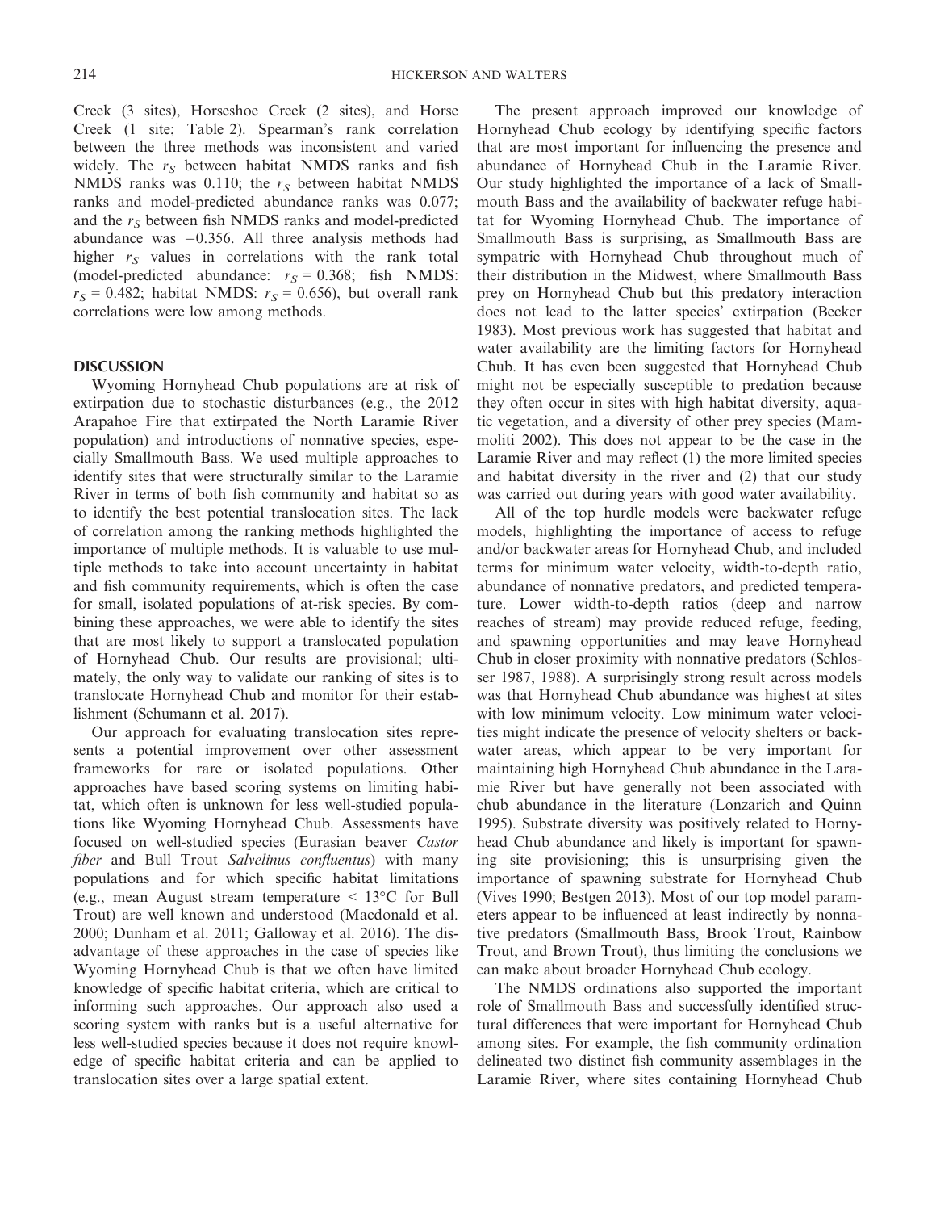Creek (3 sites), Horseshoe Creek (2 sites), and Horse Creek (1 site; Table 2). Spearman's rank correlation between the three methods was inconsistent and varied widely. The $r_S$ between habitat NMDS ranks and fish NMDS ranks was 0.110; the $r_S$ between habitat NMDS ranks and model-predicted abundance ranks was 0.077; and the $r_S$ between fish NMDS ranks and model-predicted abundance was −0.356. All three analysis methods had higher $r_S$ values in correlations with the rank total (model-predicted abundance: $r_S$ = 0.368; fish NMDS: $r_S$ = 0.482; habitat NMDS: $r_S$ = 0.656), but overall rank correlations were low among methods.

## DISCUSSION

Wyoming Hornyhead Chub populations are at risk of extirpation due to stochastic disturbances (e.g., the 2012 Arapahoe Fire that extirpated the North Laramie River population) and introductions of nonnative species, especially Smallmouth Bass. We used multiple approaches to identify sites that were structurally similar to the Laramie River in terms of both fish community and habitat so as to identify the best potential translocation sites. The lack of correlation among the ranking methods highlighted the importance of multiple methods. It is valuable to use multiple methods to take into account uncertainty in habitat and fish community requirements, which is often the case for small, isolated populations of at-risk species. By combining these approaches, we were able to identify the sites that are most likely to support a translocated population of Hornyhead Chub. Our results are provisional; ultimately, the only way to validate our ranking of sites is to translocate Hornyhead Chub and monitor for their establishment (Schumann et al. 2017).

Our approach for evaluating translocation sites represents a potential improvement over other assessment frameworks for rare or isolated populations. Other approaches have based scoring systems on limiting habitat, which often is unknown for less well-studied populations like Wyoming Hornyhead Chub. Assessments have focused on well-studied species (Eurasian beaver *Castor fiber* and Bull Trout *Salvelinus confluentus*) with many populations and for which specific habitat limitations (e.g., mean August stream temperature < 13°C for Bull Trout) are well known and understood (Macdonald et al. 2000; Dunham et al. 2011; Galloway et al. 2016). The disadvantage of these approaches in the case of species like Wyoming Hornyhead Chub is that we often have limited knowledge of specific habitat criteria, which are critical to informing such approaches. Our approach also used a scoring system with ranks but is a useful alternative for less well-studied species because it does not require knowledge of specific habitat criteria and can be applied to translocation sites over a large spatial extent.

The present approach improved our knowledge of Hornyhead Chub ecology by identifying specific factors that are most important for influencing the presence and abundance of Hornyhead Chub in the Laramie River. Our study highlighted the importance of a lack of Smallmouth Bass and the availability of backwater refuge habitat for Wyoming Hornyhead Chub. The importance of Smallmouth Bass is surprising, as Smallmouth Bass are sympatric with Hornyhead Chub throughout much of their distribution in the Midwest, where Smallmouth Bass prey on Hornyhead Chub but this predatory interaction does not lead to the latter species' extirpation (Becker 1983). Most previous work has suggested that habitat and water availability are the limiting factors for Hornyhead Chub. It has even been suggested that Hornyhead Chub might not be especially susceptible to predation because they often occur in sites with high habitat diversity, aquatic vegetation, and a diversity of other prey species (Mammoliti 2002). This does not appear to be the case in the Laramie River and may reflect (1) the more limited species and habitat diversity in the river and (2) that our study was carried out during years with good water availability.

All of the top hurdle models were backwater refuge models, highlighting the importance of access to refuge and/or backwater areas for Hornyhead Chub, and included terms for minimum water velocity, width-to-depth ratio, abundance of nonnative predators, and predicted temperature. Lower width-to-depth ratios (deep and narrow reaches of stream) may provide reduced refuge, feeding, and spawning opportunities and may leave Hornyhead Chub in closer proximity with nonnative predators (Schlosser 1987, 1988). A surprisingly strong result across models was that Hornyhead Chub abundance was highest at sites with low minimum velocity. Low minimum water velocities might indicate the presence of velocity shelters or backwater areas, which appear to be very important for maintaining high Hornyhead Chub abundance in the Laramie River but have generally not been associated with chub abundance in the literature (Lonzarich and Quinn 1995). Substrate diversity was positively related to Hornyhead Chub abundance and likely is important for spawning site provisioning; this is unsurprising given the importance of spawning substrate for Hornyhead Chub (Vives 1990; Bestgen 2013). Most of our top model parameters appear to be influenced at least indirectly by nonnative predators (Smallmouth Bass, Brook Trout, Rainbow Trout, and Brown Trout), thus limiting the conclusions we can make about broader Hornyhead Chub ecology.

The NMDS ordinations also supported the important role of Smallmouth Bass and successfully identified structural differences that were important for Hornyhead Chub among sites. For example, the fish community ordination delineated two distinct fish community assemblages in the Laramie River, where sites containing Hornyhead Chub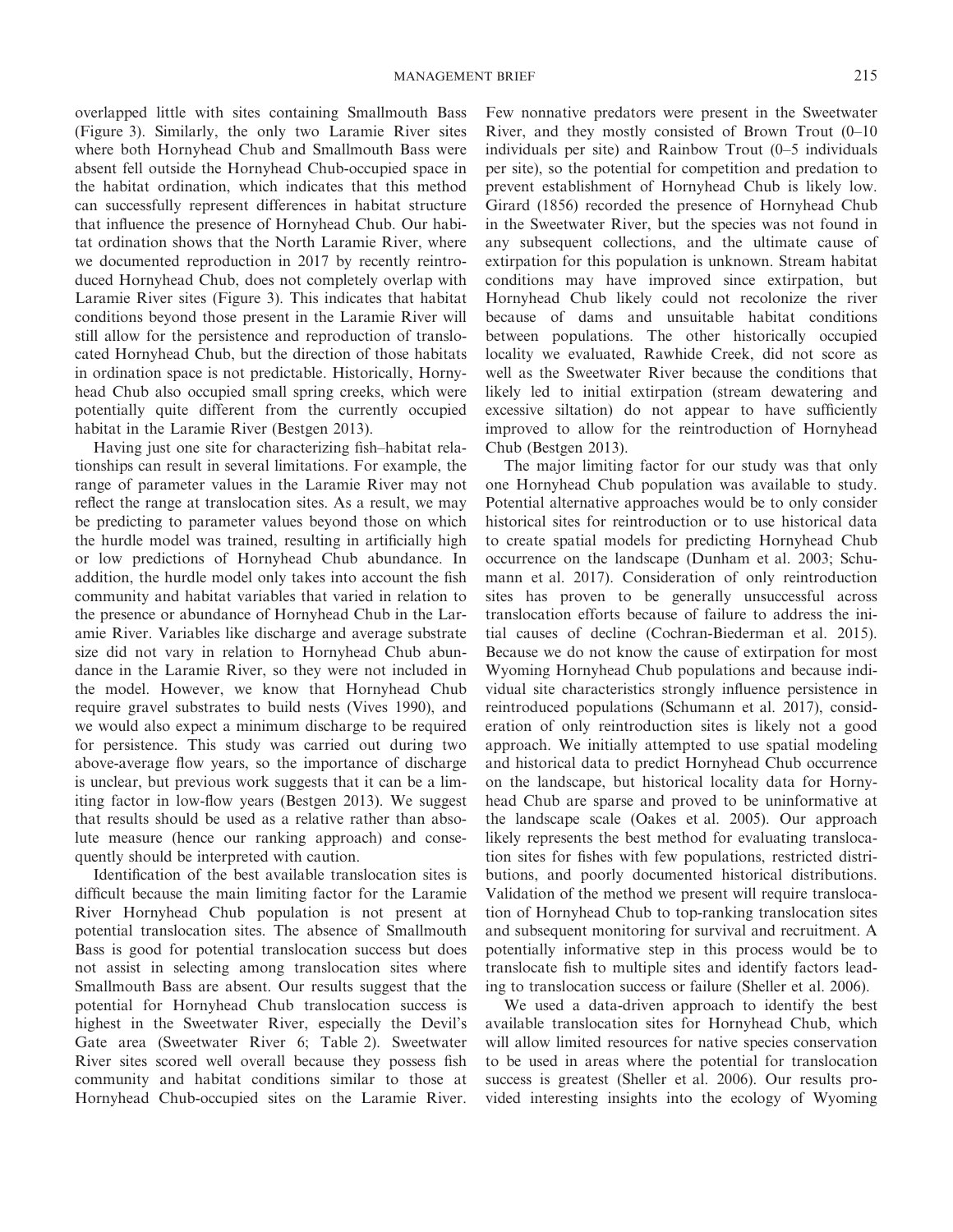overlapped little with sites containing Smallmouth Bass (Figure 3). Similarly, the only two Laramie River sites where both Hornyhead Chub and Smallmouth Bass were absent fell outside the Hornyhead Chub-occupied space in the habitat ordination, which indicates that this method can successfully represent differences in habitat structure that influence the presence of Hornyhead Chub. Our habitat ordination shows that the North Laramie River, where we documented reproduction in 2017 by recently reintroduced Hornyhead Chub, does not completely overlap with Laramie River sites (Figure 3). This indicates that habitat conditions beyond those present in the Laramie River will still allow for the persistence and reproduction of translocated Hornyhead Chub, but the direction of those habitats in ordination space is not predictable. Historically, Hornyhead Chub also occupied small spring creeks, which were potentially quite different from the currently occupied habitat in the Laramie River (Bestgen 2013).

Having just one site for characterizing fish–habitat relationships can result in several limitations. For example, the range of parameter values in the Laramie River may not reflect the range at translocation sites. As a result, we may be predicting to parameter values beyond those on which the hurdle model was trained, resulting in artificially high or low predictions of Hornyhead Chub abundance. In addition, the hurdle model only takes into account the fish community and habitat variables that varied in relation to the presence or abundance of Hornyhead Chub in the Laramie River. Variables like discharge and average substrate size did not vary in relation to Hornyhead Chub abundance in the Laramie River, so they were not included in the model. However, we know that Hornyhead Chub require gravel substrates to build nests (Vives 1990), and we would also expect a minimum discharge to be required for persistence. This study was carried out during two above-average flow years, so the importance of discharge is unclear, but previous work suggests that it can be a limiting factor in low-flow years (Bestgen 2013). We suggest that results should be used as a relative rather than absolute measure (hence our ranking approach) and consequently should be interpreted with caution.

Identification of the best available translocation sites is difficult because the main limiting factor for the Laramie River Hornyhead Chub population is not present at potential translocation sites. The absence of Smallmouth Bass is good for potential translocation success but does not assist in selecting among translocation sites where Smallmouth Bass are absent. Our results suggest that the potential for Hornyhead Chub translocation success is highest in the Sweetwater River, especially the Devil's Gate area (Sweetwater River 6; Table 2). Sweetwater River sites scored well overall because they possess fish community and habitat conditions similar to those at Hornyhead Chub-occupied sites on the Laramie River. Few nonnative predators were present in the Sweetwater River, and they mostly consisted of Brown Trout (0–10 individuals per site) and Rainbow Trout (0–5 individuals per site), so the potential for competition and predation to prevent establishment of Hornyhead Chub is likely low. Girard (1856) recorded the presence of Hornyhead Chub in the Sweetwater River, but the species was not found in any subsequent collections, and the ultimate cause of extirpation for this population is unknown. Stream habitat conditions may have improved since extirpation, but Hornyhead Chub likely could not recolonize the river because of dams and unsuitable habitat conditions between populations. The other historically occupied locality we evaluated, Rawhide Creek, did not score as well as the Sweetwater River because the conditions that likely led to initial extirpation (stream dewatering and excessive siltation) do not appear to have sufficiently improved to allow for the reintroduction of Hornyhead Chub (Bestgen 2013).

The major limiting factor for our study was that only one Hornyhead Chub population was available to study. Potential alternative approaches would be to only consider historical sites for reintroduction or to use historical data to create spatial models for predicting Hornyhead Chub occurrence on the landscape (Dunham et al. 2003; Schumann et al. 2017). Consideration of only reintroduction sites has proven to be generally unsuccessful across translocation efforts because of failure to address the initial causes of decline (Cochran-Biederman et al. 2015). Because we do not know the cause of extirpation for most Wyoming Hornyhead Chub populations and because individual site characteristics strongly influence persistence in reintroduced populations (Schumann et al. 2017), consideration of only reintroduction sites is likely not a good approach. We initially attempted to use spatial modeling and historical data to predict Hornyhead Chub occurrence on the landscape, but historical locality data for Hornyhead Chub are sparse and proved to be uninformative at the landscape scale (Oakes et al. 2005). Our approach likely represents the best method for evaluating translocation sites for fishes with few populations, restricted distributions, and poorly documented historical distributions. Validation of the method we present will require translocation of Hornyhead Chub to top-ranking translocation sites and subsequent monitoring for survival and recruitment. A potentially informative step in this process would be to translocate fish to multiple sites and identify factors leading to translocation success or failure (Sheller et al. 2006).

We used a data-driven approach to identify the best available translocation sites for Hornyhead Chub, which will allow limited resources for native species conservation to be used in areas where the potential for translocation success is greatest (Sheller et al. 2006). Our results provided interesting insights into the ecology of Wyoming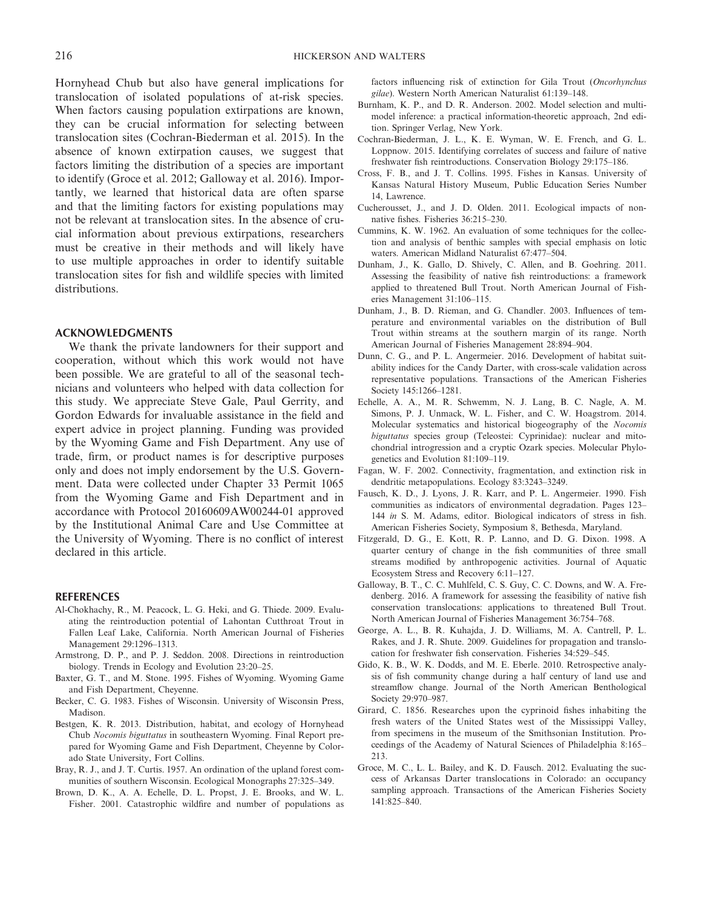Hornyhead Chub but also have general implications for translocation of isolated populations of at-risk species. When factors causing population extirpations are known, they can be crucial information for selecting between translocation sites (Cochran-Biederman et al. 2015). In the absence of known extirpation causes, we suggest that factors limiting the distribution of a species are important to identify (Groce et al. 2012; Galloway et al. 2016). Importantly, we learned that historical data are often sparse and that the limiting factors for existing populations may not be relevant at translocation sites. In the absence of crucial information about previous extirpations, researchers must be creative in their methods and will likely have to use multiple approaches in order to identify suitable translocation sites for fish and wildlife species with limited distributions.

## ACKNOWLEDGMENTS

We thank the private landowners for their support and cooperation, without which this work would not have been possible. We are grateful to all of the seasonal technicians and volunteers who helped with data collection for this study. We appreciate Steve Gale, Paul Gerrity, and Gordon Edwards for invaluable assistance in the field and expert advice in project planning. Funding was provided by the Wyoming Game and Fish Department. Any use of trade, firm, or product names is for descriptive purposes only and does not imply endorsement by the U.S. Government. Data were collected under Chapter 33 Permit 1065 from the Wyoming Game and Fish Department and in accordance with Protocol 20160609AW00244-01 approved by the Institutional Animal Care and Use Committee at the University of Wyoming. There is no conflict of interest declared in this article.

## REFERENCES

Al-Chokhachy, R., M. Peacock, L. G. Heki, and G. Thiede. 2009. Evaluating the reintroduction potential of Lahontan Cutthroat Trout in Fallen Leaf Lake, California. North American Journal of Fisheries Management 29:1296–1313.

Armstrong, D. P., and P. J. Seddon. 2008. Directions in reintroduction biology. Trends in Ecology and Evolution 23:20–25.

Baxter, G. T., and M. Stone. 1995. Fishes of Wyoming. Wyoming Game and Fish Department, Cheyenne.

Becker, C. G. 1983. Fishes of Wisconsin. University of Wisconsin Press, Madison.

Bestgen, K. R. 2013. Distribution, habitat, and ecology of Hornyhead Chub *Nocomis biguttatus* in southeastern Wyoming. Final Report prepared for Wyoming Game and Fish Department, Cheyenne by Colorado State University, Fort Collins.

Bray, R. J., and J. T. Curtis. 1957. An ordination of the upland forest communities of southern Wisconsin. Ecological Monographs 27:325–349.

Brown, D. K., A. A. Echelle, D. L. Propst, J. E. Brooks, and W. L. Fisher. 2001. Catastrophic wildfire and number of populations as factors influencing risk of extinction for Gila Trout (*Oncorhynchus gilae*). Western North American Naturalist 61:139–148.

Burnham, K. P., and D. R. Anderson. 2002. Model selection and multimodel inference: a practical information-theoretic approach, 2nd edition. Springer Verlag, New York.

Cochran-Biederman, J. L., K. E. Wyman, W. E. French, and G. L. Loppnow. 2015. Identifying correlates of success and failure of native freshwater fish reintroductions. Conservation Biology 29:175–186.

Cross, F. B., and J. T. Collins. 1995. Fishes in Kansas. University of Kansas Natural History Museum, Public Education Series Number 14, Lawrence.

Cucherousset, J., and J. D. Olden. 2011. Ecological impacts of nonnative fishes. Fisheries 36:215–230.

Cummins, K. W. 1962. An evaluation of some techniques for the collection and analysis of benthic samples with special emphasis on lotic waters. American Midland Naturalist 67:477–504.

Dunham, J., K. Gallo, D. Shively, C. Allen, and B. Goehring. 2011. Assessing the feasibility of native fish reintroductions: a framework applied to threatened Bull Trout. North American Journal of Fisheries Management 31:106–115.

Dunham, J., B. D. Rieman, and G. Chandler. 2003. Influences of temperature and environmental variables on the distribution of Bull Trout within streams at the southern margin of its range. North American Journal of Fisheries Management 28:894–904.

Dunn, C. G., and P. L. Angermeier. 2016. Development of habitat suitability indices for the Candy Darter, with cross-scale validation across representative populations. Transactions of the American Fisheries Society 145:1266–1281.

Echelle, A. A., M. R. Schwemm, N. J. Lang, B. C. Nagle, A. M. Simons, P. J. Unmack, W. L. Fisher, and C. W. Hoagstrom. 2014. Molecular systematics and historical biogeography of the *Nocomis biguttatus* species group (Teleostei: Cyprinidae): nuclear and mitochondrial introgression and a cryptic Ozark species. Molecular Phylogenetics and Evolution 81:109–119.

Fagan, W. F. 2002. Connectivity, fragmentation, and extinction risk in dendritic metapopulations. Ecology 83:3243–3249.

Fausch, K. D., J. Lyons, J. R. Karr, and P. L. Angermeier. 1990. Fish communities as indicators of environmental degradation. Pages 123–144 *in* S. M. Adams, editor. Biological indicators of stress in fish. American Fisheries Society, Symposium 8, Bethesda, Maryland.

Fitzgerald, D. G., E. Kott, R. P. Lanno, and D. G. Dixon. 1998. A quarter century of change in the fish communities of three small streams modified by anthropogenic activities. Journal of Aquatic Ecosystem Stress and Recovery 6:11–127.

Galloway, B. T., C. C. Muhlfeld, C. S. Guy, C. C. Downs, and W. A. Fredenberg. 2016. A framework for assessing the feasibility of native fish conservation translocations: applications to threatened Bull Trout. North American Journal of Fisheries Management 36:754–768.

George, A. L., B. R. Kuhajda, J. D. Williams, M. A. Cantrell, P. L. Rakes, and J. R. Shute. 2009. Guidelines for propagation and translocation for freshwater fish conservation. Fisheries 34:529–545.

Gido, K. B., W. K. Dodds, and M. E. Eberle. 2010. Retrospective analysis of fish community change during a half century of land use and streamflow change. Journal of the North American Benthological Society 29:970–987.

Girard, C. 1856. Researches upon the cyprinoid fishes inhabiting the fresh waters of the United States west of the Mississippi Valley, from specimens in the museum of the Smithsonian Institution. Proceedings of the Academy of Natural Sciences of Philadelphia 8:165–213.

Groce, M. C., L. L. Bailey, and K. D. Fausch. 2012. Evaluating the success of Arkansas Darter translocations in Colorado: an occupancy sampling approach. Transactions of the American Fisheries Society 141:825–840.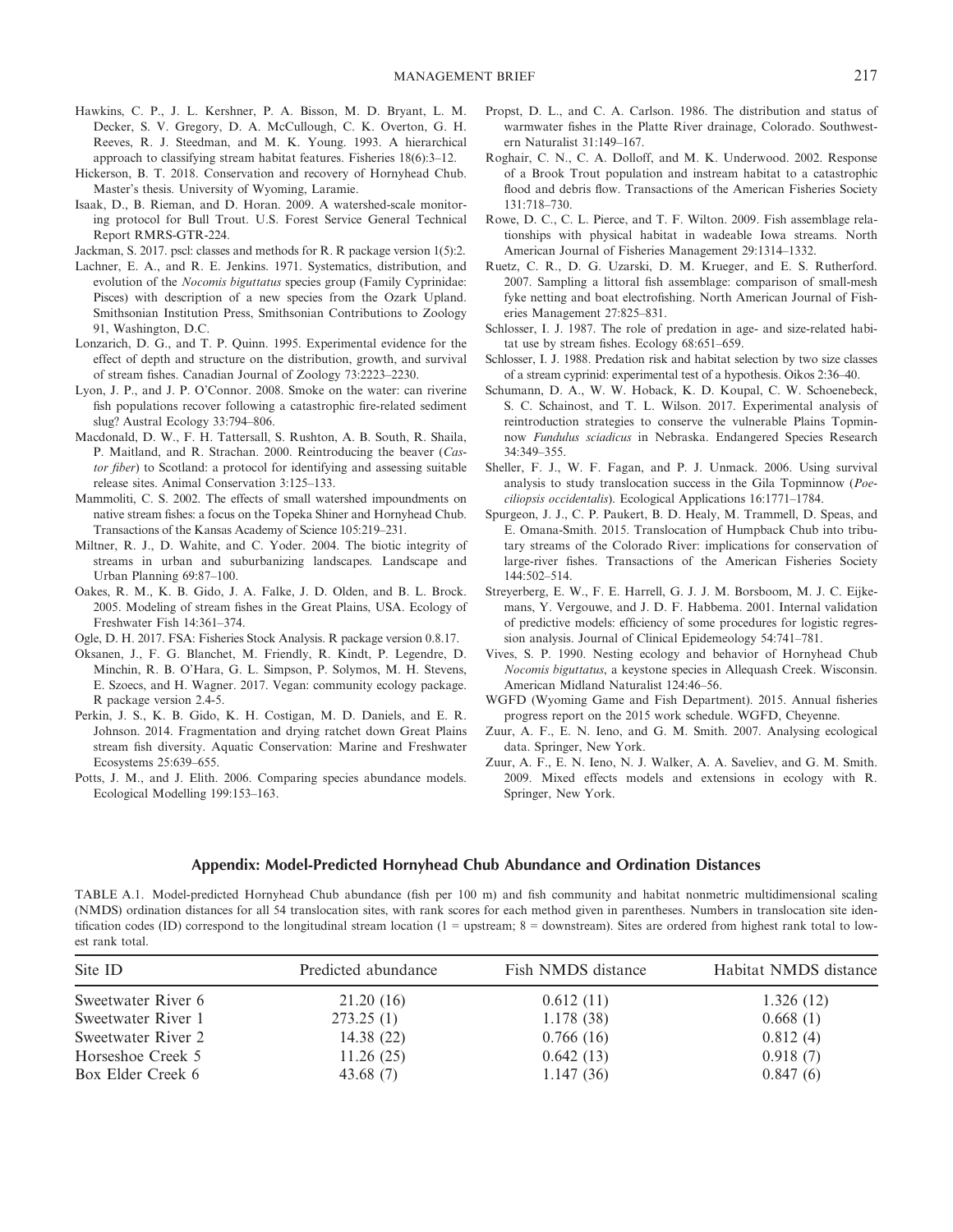Hawkins, C. P., J. L. Kershner, P. A. Bisson, M. D. Bryant, L. M. Decker, S. V. Gregory, D. A. McCullough, C. K. Overton, G. H. Reeves, R. J. Steedman, and M. K. Young. 1993. A hierarchical approach to classifying stream habitat features. Fisheries 18(6):3–12.

Hickerson, B. T. 2018. Conservation and recovery of Hornyhead Chub. Master's thesis. University of Wyoming, Laramie.

Isaak, D., B. Rieman, and D. Horan. 2009. A watershed-scale monitoring protocol for Bull Trout. U.S. Forest Service General Technical Report RMRS-GTR-224.

Jackman, S. 2017. pscl: classes and methods for R. R package version 1(5):2.

Lachner, E. A., and R. E. Jenkins. 1971. Systematics, distribution, and evolution of the *Nocomis biguttatus* species group (Family Cyprinidae: Pisces) with description of a new species from the Ozark Upland. Smithsonian Institution Press, Smithsonian Contributions to Zoology 91, Washington, D.C.

Lonzarich, D. G., and T. P. Quinn. 1995. Experimental evidence for the effect of depth and structure on the distribution, growth, and survival of stream fishes. Canadian Journal of Zoology 73:2223–2230.

Lyon, J. P., and J. P. O'Connor. 2008. Smoke on the water: can riverine fish populations recover following a catastrophic fire-related sediment slug? Austral Ecology 33:794–806.

Macdonald, D. W., F. H. Tattersall, S. Rushton, A. B. South, R. Shaila, P. Maitland, and R. Strachan. 2000. Reintroducing the beaver (*Castor fiber*) to Scotland: a protocol for identifying and assessing suitable release sites. Animal Conservation 3:125–133.

Mammoliti, C. S. 2002. The effects of small watershed impoundments on native stream fishes: a focus on the Topeka Shiner and Hornyhead Chub. Transactions of the Kansas Academy of Science 105:219–231.

Miltner, R. J., D. Wahite, and C. Yoder. 2004. The biotic integrity of streams in urban and suburbanizing landscapes. Landscape and Urban Planning 69:87–100.

Oakes, R. M., K. B. Gido, J. A. Falke, J. D. Olden, and B. L. Brock. 2005. Modeling of stream fishes in the Great Plains, USA. Ecology of Freshwater Fish 14:361–374.

Ogle, D. H. 2017. FSA: Fisheries Stock Analysis. R package version 0.8.17.

Oksanen, J., F. G. Blanchet, M. Friendly, R. Kindt, P. Legendre, D. Minchin, R. B. O'Hara, G. L. Simpson, P. Solymos, M. H. Stevens, E. Szoecs, and H. Wagner. 2017. Vegan: community ecology package. R package version 2.4-5.

Perkin, J. S., K. B. Gido, K. H. Costigan, M. D. Daniels, and E. R. Johnson. 2014. Fragmentation and drying ratchet down Great Plains stream fish diversity. Aquatic Conservation: Marine and Freshwater Ecosystems 25:639–655.

Potts, J. M., and J. Elith. 2006. Comparing species abundance models. Ecological Modelling 199:153–163.

Propst, D. L., and C. A. Carlson. 1986. The distribution and status of warmwater fishes in the Platte River drainage, Colorado. Southwestern Naturalist 31:149–167.

Roghair, C. N., C. A. Dolloff, and M. K. Underwood. 2002. Response of a Brook Trout population and instream habitat to a catastrophic flood and debris flow. Transactions of the American Fisheries Society 131:718–730.

Rowe, D. C., C. L. Pierce, and T. F. Wilton. 2009. Fish assemblage relationships with physical habitat in wadeable Iowa streams. North American Journal of Fisheries Management 29:1314–1332.

Ruetz, C. R., D. G. Uzarski, D. M. Krueger, and E. S. Rutherford. 2007. Sampling a littoral fish assemblage: comparison of small-mesh fyke netting and boat electrofishing. North American Journal of Fisheries Management 27:825–831.

Schlosser, I. J. 1987. The role of predation in age- and size-related habitat use by stream fishes. Ecology 68:651–659.

Schlosser, I. J. 1988. Predation risk and habitat selection by two size classes of a stream cyprinid: experimental test of a hypothesis. Oikos 2:36–40.

Schumann, D. A., W. W. Hoback, K. D. Koupal, C. W. Schoenebeck, S. C. Schainost, and T. L. Wilson. 2017. Experimental analysis of reintroduction strategies to conserve the vulnerable Plains Topminnow *Fundulus sciadicus* in Nebraska. Endangered Species Research 34:349–355.

Sheller, F. J., W. F. Fagan, and P. J. Unmack. 2006. Using survival analysis to study translocation success in the Gila Topminnow (*Poeciliopsis occidentalis*). Ecological Applications 16:1771–1784.

Spurgeon, J. J., C. P. Paukert, B. D. Healy, M. Trammell, D. Speas, and E. Omana-Smith. 2015. Translocation of Humpback Chub into tributary streams of the Colorado River: implications for conservation of large-river fishes. Transactions of the American Fisheries Society 144:502–514.

Streyerberg, E. W., F. E. Harrell, G. J. J. M. Borsboom, M. J. C. Eijkemans, Y. Vergouwe, and J. D. F. Habbema. 2001. Internal validation of predictive models: efficiency of some procedures for logistic regression analysis. Journal of Clinical Epidemeology 54:741–781.

Vives, S. P. 1990. Nesting ecology and behavior of Hornyhead Chub *Nocomis biguttatus*, a keystone species in Allequash Creek. Wisconsin. American Midland Naturalist 124:46–56.

WGFD (Wyoming Game and Fish Department). 2015. Annual fisheries progress report on the 2015 work schedule. WGFD, Cheyenne.

Zuur, A. F., E. N. Ieno, and G. M. Smith. 2007. Analysing ecological data. Springer, New York.

Zuur, A. F., E. N. Ieno, N. J. Walker, A. A. Saveliev, and G. M. Smith. 2009. Mixed effects models and extensions in ecology with R. Springer, New York.

## Appendix: Model-Predicted Hornyhead Chub Abundance and Ordination Distances

TABLE A.1. Model-predicted Hornyhead Chub abundance (fish per 100 m) and fish community and habitat nonmetric multidimensional scaling (NMDS) ordination distances for all 54 translocation sites, with rank scores for each method given in parentheses. Numbers in translocation site identification codes (ID) correspond to the longitudinal stream location (1 = upstream; 8 = downstream). Sites are ordered from highest rank total to lowest rank total.

| Site ID | Predicted abundance | Fish NMDS distance | Habitat NMDS distance |
|---|---|---|---|
| Sweetwater River 6 | 21.20 (16) | 0.612 (11) | 1.326 (12) |
| Sweetwater River 1 | 273.25 (1) | 1.178 (38) | 0.668 (1) |
| Sweetwater River 2 | 14.38 (22) | 0.766 (16) | 0.812 (4) |
| Horseshoe Creek 5 | 11.26 (25) | 0.642 (13) | 0.918 (7) |
| Box Elder Creek 6 | 43.68 (7) | 1.147 (36) | 0.847 (6) |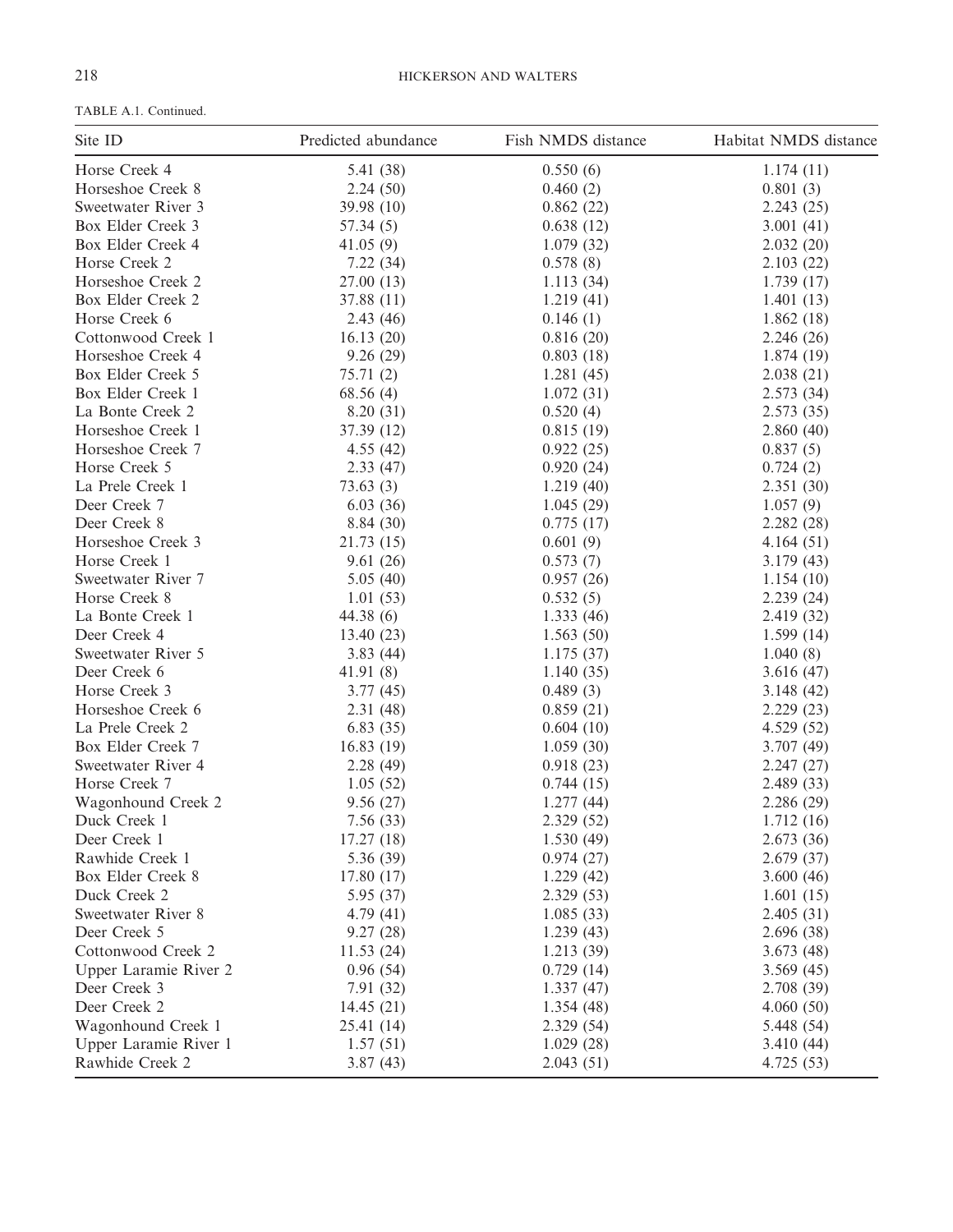TABLE A.1. Continued.

| Site ID | Predicted abundance | Fish NMDS distance | Habitat NMDS distance |
|---|---|---|---|
| Horse Creek 4 | 5.41 (38) | 0.550 (6) | 1.174 (11) |
| Horseshoe Creek 8 | 2.24 (50) | 0.460 (2) | 0.801 (3) |
| Sweetwater River 3 | 39.98 (10) | 0.862 (22) | 2.243 (25) |
| Box Elder Creek 3 | 57.34 (5) | 0.638 (12) | 3.001 (41) |
| Box Elder Creek 4 | 41.05 (9) | 1.079 (32) | 2.032 (20) |
| Horse Creek 2 | 7.22 (34) | 0.578 (8) | 2.103 (22) |
| Horseshoe Creek 2 | 27.00 (13) | 1.113 (34) | 1.739 (17) |
| Box Elder Creek 2 | 37.88 (11) | 1.219 (41) | 1.401 (13) |
| Horse Creek 6 | 2.43 (46) | 0.146 (1) | 1.862 (18) |
| Cottonwood Creek 1 | 16.13 (20) | 0.816 (20) | 2.246 (26) |
| Horseshoe Creek 4 | 9.26 (29) | 0.803 (18) | 1.874 (19) |
| Box Elder Creek 5 | 75.71 (2) | 1.281 (45) | 2.038 (21) |
| Box Elder Creek 1 | 68.56 (4) | 1.072 (31) | 2.573 (34) |
| La Bonte Creek 2 | 8.20 (31) | 0.520 (4) | 2.573 (35) |
| Horseshoe Creek 1 | 37.39 (12) | 0.815 (19) | 2.860 (40) |
| Horseshoe Creek 7 | 4.55 (42) | 0.922 (25) | 0.837 (5) |
| Horse Creek 5 | 2.33 (47) | 0.920 (24) | 0.724 (2) |
| La Prele Creek 1 | 73.63 (3) | 1.219 (40) | 2.351 (30) |
| Deer Creek 7 | 6.03 (36) | 1.045 (29) | 1.057 (9) |
| Deer Creek 8 | 8.84 (30) | 0.775 (17) | 2.282 (28) |
| Horseshoe Creek 3 | 21.73 (15) | 0.601 (9) | 4.164 (51) |
| Horse Creek 1 | 9.61 (26) | 0.573 (7) | 3.179 (43) |
| Sweetwater River 7 | 5.05 (40) | 0.957 (26) | 1.154 (10) |
| Horse Creek 8 | 1.01 (53) | 0.532 (5) | 2.239 (24) |
| La Bonte Creek 1 | 44.38 (6) | 1.333 (46) | 2.419 (32) |
| Deer Creek 4 | 13.40 (23) | 1.563 (50) | 1.599 (14) |
| Sweetwater River 5 | 3.83 (44) | 1.175 (37) | 1.040 (8) |
| Deer Creek 6 | 41.91 (8) | 1.140 (35) | 3.616 (47) |
| Horse Creek 3 | 3.77 (45) | 0.489 (3) | 3.148 (42) |
| Horseshoe Creek 6 | 2.31 (48) | 0.859 (21) | 2.229 (23) |
| La Prele Creek 2 | 6.83 (35) | 0.604 (10) | 4.529 (52) |
| Box Elder Creek 7 | 16.83 (19) | 1.059 (30) | 3.707 (49) |
| Sweetwater River 4 | 2.28 (49) | 0.918 (23) | 2.247 (27) |
| Horse Creek 7 | 1.05 (52) | 0.744 (15) | 2.489 (33) |
| Wagonhound Creek 2 | 9.56 (27) | 1.277 (44) | 2.286 (29) |
| Duck Creek 1 | 7.56 (33) | 2.329 (52) | 1.712 (16) |
| Deer Creek 1 | 17.27 (18) | 1.530 (49) | 2.673 (36) |
| Rawhide Creek 1 | 5.36 (39) | 0.974 (27) | 2.679 (37) |
| Box Elder Creek 8 | 17.80 (17) | 1.229 (42) | 3.600 (46) |
| Duck Creek 2 | 5.95 (37) | 2.329 (53) | 1.601 (15) |
| Sweetwater River 8 | 4.79 (41) | 1.085 (33) | 2.405 (31) |
| Deer Creek 5 | 9.27 (28) | 1.239 (43) | 2.696 (38) |
| Cottonwood Creek 2 | 11.53 (24) | 1.213 (39) | 3.673 (48) |
| Upper Laramie River 2 | 0.96 (54) | 0.729 (14) | 3.569 (45) |
| Deer Creek 3 | 7.91 (32) | 1.337 (47) | 2.708 (39) |
| Deer Creek 2 | 14.45 (21) | 1.354 (48) | 4.060 (50) |
| Wagonhound Creek 1 | 25.41 (14) | 2.329 (54) | 5.448 (54) |
| Upper Laramie River 1 | 1.57 (51) | 1.029 (28) | 3.410 (44) |
| Rawhide Creek 2 | 3.87 (43) | 2.043 (51) | 4.725 (53) |